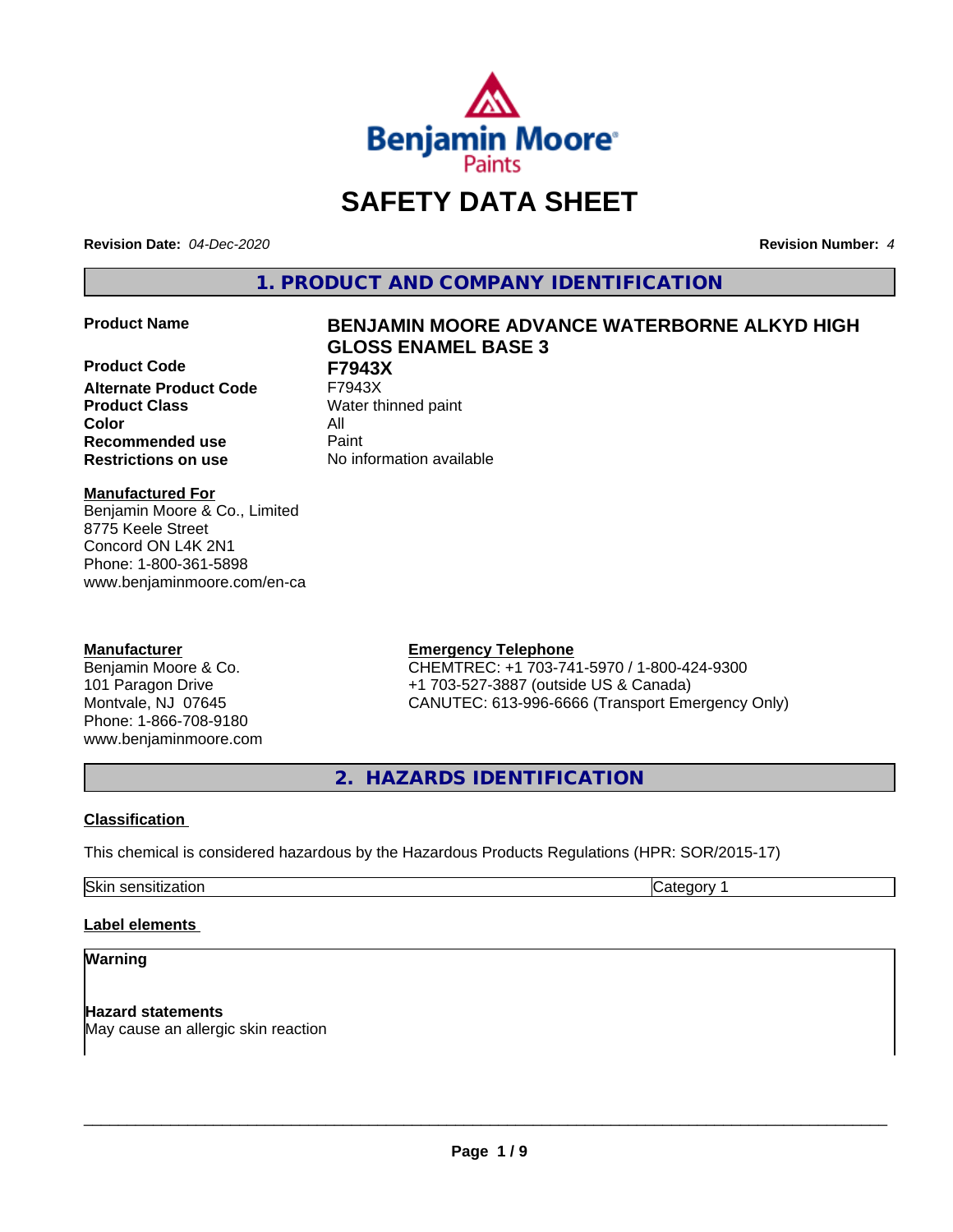# SAFETY DATA SHEET

**Revision Date:** *04-Dec-2020* **Revision Number:** *4*

## 1. PRODUCT AND COMPANY IDENTIFICATION

| | |
|---|---|
| **Product Name** | **BENJAMIN MOORE ADVANCE WATERBORNE ALKYD HIGH GLOSS ENAMEL BASE 3** |
| **Product Code** | **F7943X** |
| **Alternate Product Code** | F7943X |
| **Product Class** | Water thinned paint |
| **Color** | All |
| **Recommended use** | Paint |
| **Restrictions on use** | No information available |

**Manufactured For**
Benjamin Moore & Co., Limited
8775 Keele Street
Concord ON L4K 2N1
Phone: 1-800-361-5898
www.benjaminmoore.com/en-ca

**Manufacturer**
Benjamin Moore & Co.
101 Paragon Drive
Montvale, NJ 07645
Phone: 1-866-708-9180
www.benjaminmoore.com

**Emergency Telephone**
CHEMTREC: +1 703-741-5970 / 1-800-424-9300
+1 703-527-3887 (outside US & Canada)
CANUTEC: 613-996-6666 (Transport Emergency Only)

## 2. HAZARDS IDENTIFICATION

**Classification**

This chemical is considered hazardous by the Hazardous Products Regulations (HPR: SOR/2015-17)

| | |
|---|---|
| Skin sensitization | Category 1 |

**Label elements**

**Warning**

**Hazard statements**
May cause an allergic skin reaction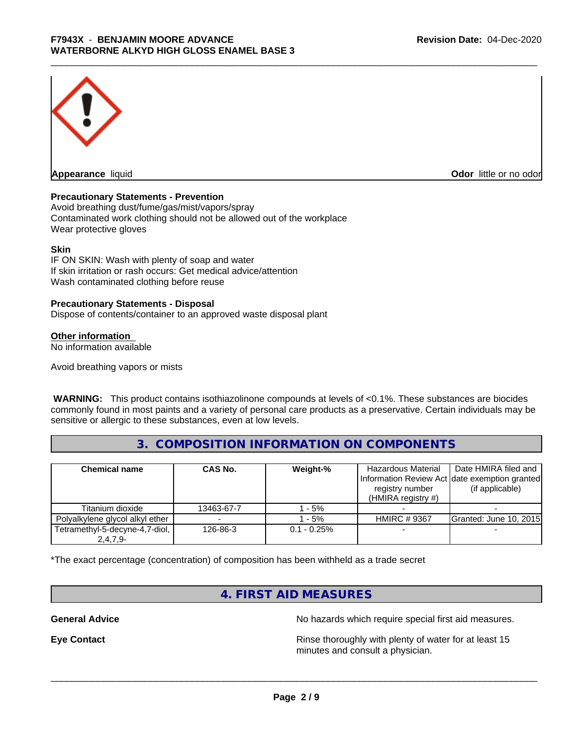**Appearance** liquid

**Odor** little or no odor

**Precautionary Statements - Prevention**
Avoid breathing dust/fume/gas/mist/vapors/spray
Contaminated work clothing should not be allowed out of the workplace
Wear protective gloves

**Skin**
IF ON SKIN: Wash with plenty of soap and water
If skin irritation or rash occurs: Get medical advice/attention
Wash contaminated clothing before reuse

**Precautionary Statements - Disposal**
Dispose of contents/container to an approved waste disposal plant

**Other information**
No information available

Avoid breathing vapors or mists

**WARNING:** This product contains isothiazolinone compounds at levels of <0.1%. These substances are biocides commonly found in most paints and a variety of personal care products as a preservative. Certain individuals may be sensitive or allergic to these substances, even at low levels.

## 3. COMPOSITION INFORMATION ON COMPONENTS

| Chemical name | CAS No. | Weight-% | Hazardous Material Information Review Act registry number (HMIRA registry #) | Date HMIRA filed and date exemption granted (if applicable) |
|---|---|---|---|---|
| Titanium dioxide | 13463-67-7 | 1 - 5% | - | - |
| Polyalkylene glycol alkyl ether | - | 1 - 5% | HMIRC # 9367 | Granted: June 10, 2015 |
| Tetramethyl-5-decyne-4,7-diol, 2,4,7,9- | 126-86-3 | 0.1 - 0.25% | - | - |

*The exact percentage (concentration) of composition has been withheld as a trade secret

## 4. FIRST AID MEASURES

**General Advice** No hazards which require special first aid measures.

**Eye Contact** Rinse thoroughly with plenty of water for at least 15 minutes and consult a physician.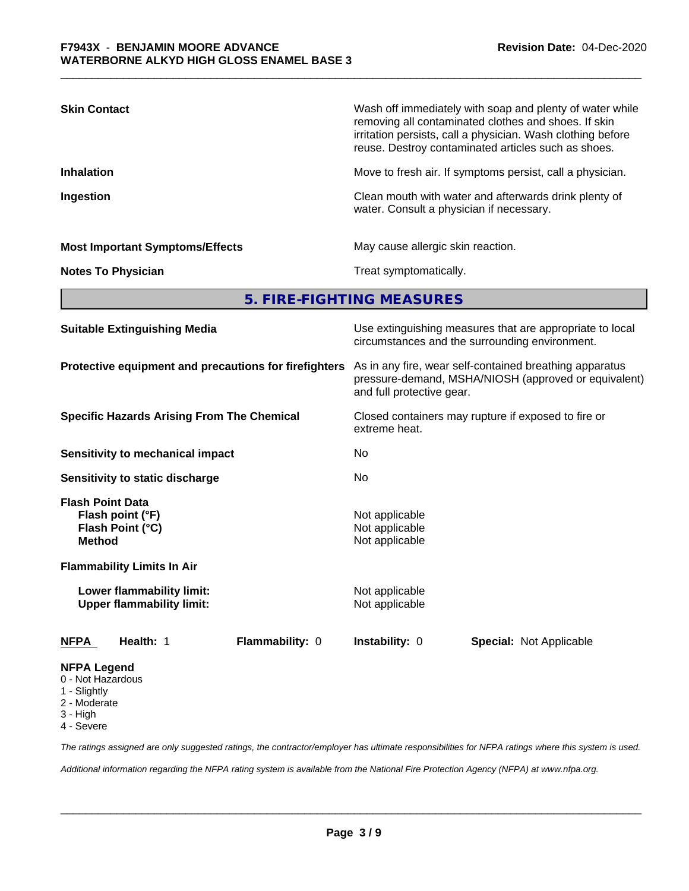**Skin Contact**: Wash off immediately with soap and plenty of water while removing all contaminated clothes and shoes. If skin irritation persists, call a physician. Wash clothing before reuse. Destroy contaminated articles such as shoes.

**Inhalation**: Move to fresh air. If symptoms persist, call a physician.

**Ingestion**: Clean mouth with water and afterwards drink plenty of water. Consult a physician if necessary.

**Most Important Symptoms/Effects**: May cause allergic skin reaction.

**Notes To Physician**: Treat symptomatically.

## 5. FIRE-FIGHTING MEASURES

**Suitable Extinguishing Media**: Use extinguishing measures that are appropriate to local circumstances and the surrounding environment.

**Protective equipment and precautions for firefighters**: As in any fire, wear self-contained breathing apparatus pressure-demand, MSHA/NIOSH (approved or equivalent) and full protective gear.

**Specific Hazards Arising From The Chemical**: Closed containers may rupture if exposed to fire or extreme heat.

**Sensitivity to mechanical impact**: No

**Sensitivity to static discharge**: No

**Flash Point Data**
- **Flash point (°F)**: Not applicable
- **Flash Point (°C)**: Not applicable
- **Method**: Not applicable

**Flammability Limits In Air**
- **Lower flammability limit:** Not applicable
- **Upper flammability limit:** Not applicable

| NFPA | Health: 1 | Flammability: 0 | Instability: 0 | Special: Not Applicable |
|---|---|---|---|---|

**NFPA Legend**
- 0 - Not Hazardous
- 1 - Slightly
- 2 - Moderate
- 3 - High
- 4 - Severe

*The ratings assigned are only suggested ratings, the contractor/employer has ultimate responsibilities for NFPA ratings where this system is used.*

*Additional information regarding the NFPA rating system is available from the National Fire Protection Agency (NFPA) at www.nfpa.org.*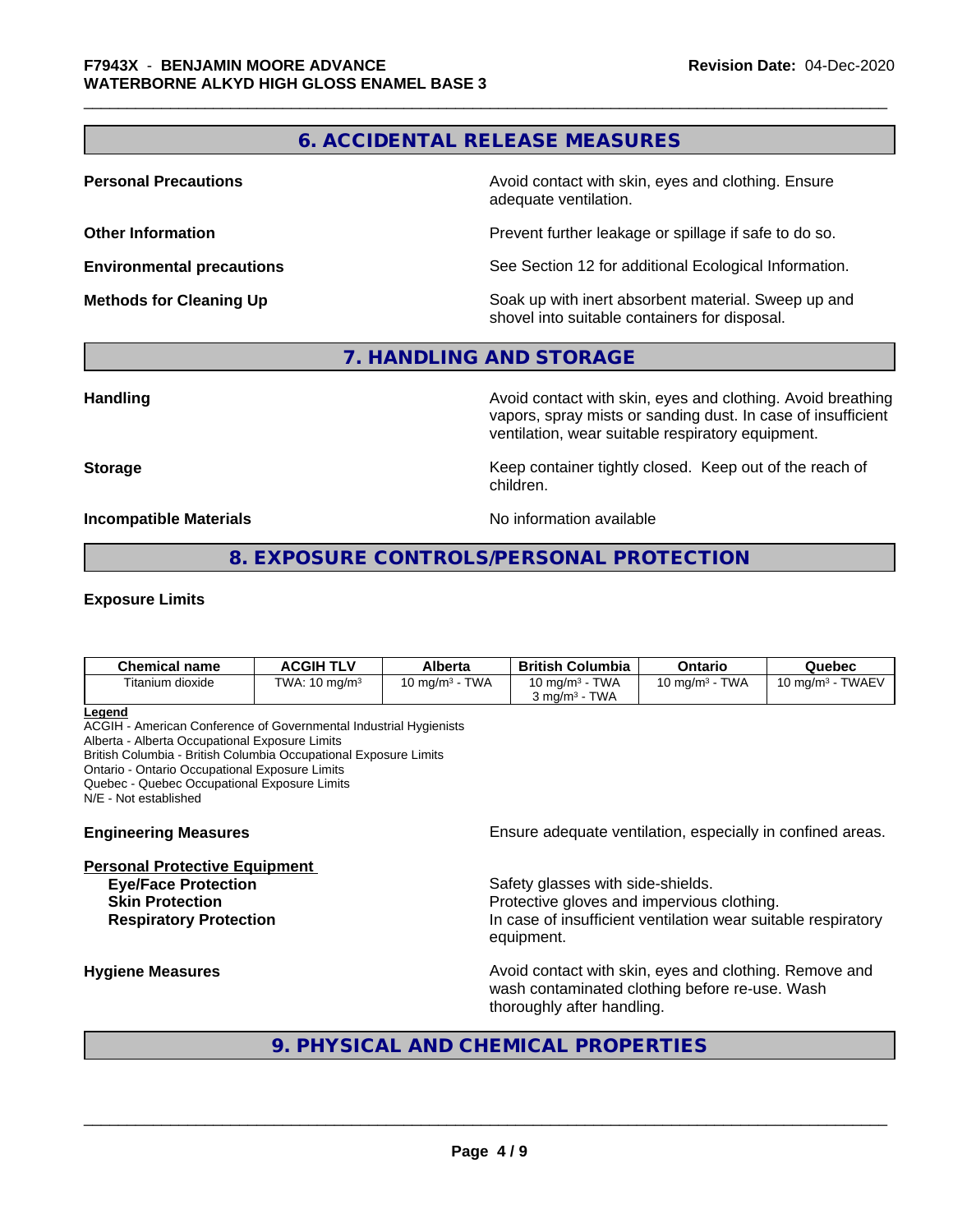## 6. ACCIDENTAL RELEASE MEASURES

**Personal Precautions** — Avoid contact with skin, eyes and clothing. Ensure adequate ventilation.

**Other Information** — Prevent further leakage or spillage if safe to do so.

**Environmental precautions** — See Section 12 for additional Ecological Information.

**Methods for Cleaning Up** — Soak up with inert absorbent material. Sweep up and shovel into suitable containers for disposal.

## 7. HANDLING AND STORAGE

**Handling** — Avoid contact with skin, eyes and clothing. Avoid breathing vapors, spray mists or sanding dust. In case of insufficient ventilation, wear suitable respiratory equipment.

**Storage** — Keep container tightly closed. Keep out of the reach of children.

**Incompatible Materials** — No information available

## 8. EXPOSURE CONTROLS/PERSONAL PROTECTION

**Exposure Limits**

| Chemical name | ACGIH TLV | Alberta | British Columbia | Ontario | Quebec |
|---|---|---|---|---|---|
| Titanium dioxide | TWA: 10 mg/m³ | 10 mg/m³ - TWA | 10 mg/m³ - TWA<br>3 mg/m³ - TWA | 10 mg/m³ - TWA | 10 mg/m³ - TWAEV |

**Legend**
ACGIH - American Conference of Governmental Industrial Hygienists
Alberta - Alberta Occupational Exposure Limits
British Columbia - British Columbia Occupational Exposure Limits
Ontario - Ontario Occupational Exposure Limits
Quebec - Quebec Occupational Exposure Limits
N/E - Not established

**Engineering Measures** — Ensure adequate ventilation, especially in confined areas.

**Personal Protective Equipment**

- **Eye/Face Protection** — Safety glasses with side-shields.
- **Skin Protection** — Protective gloves and impervious clothing.
- **Respiratory Protection** — In case of insufficient ventilation wear suitable respiratory equipment.

**Hygiene Measures** — Avoid contact with skin, eyes and clothing. Remove and wash contaminated clothing before re-use. Wash thoroughly after handling.

## 9. PHYSICAL AND CHEMICAL PROPERTIES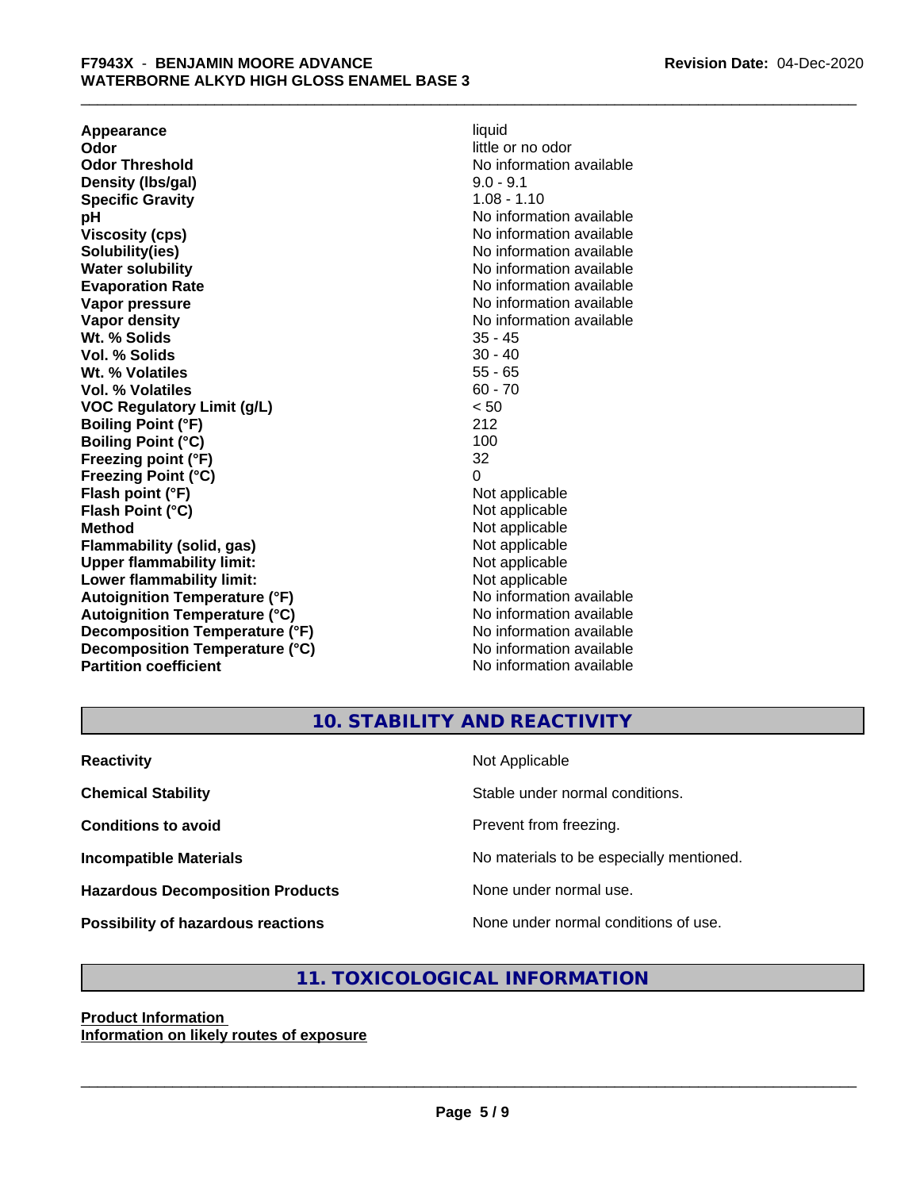| | |
|---|---|
| **Appearance** | liquid |
| **Odor** | little or no odor |
| **Odor Threshold** | No information available |
| **Density (lbs/gal)** | 9.0 - 9.1 |
| **Specific Gravity** | 1.08 - 1.10 |
| **pH** | No information available |
| **Viscosity (cps)** | No information available |
| **Solubility(ies)** | No information available |
| **Water solubility** | No information available |
| **Evaporation Rate** | No information available |
| **Vapor pressure** | No information available |
| **Vapor density** | No information available |
| **Wt. % Solids** | 35 - 45 |
| **Vol. % Solids** | 30 - 40 |
| **Wt. % Volatiles** | 55 - 65 |
| **Vol. % Volatiles** | 60 - 70 |
| **VOC Regulatory Limit (g/L)** | < 50 |
| **Boiling Point (°F)** | 212 |
| **Boiling Point (°C)** | 100 |
| **Freezing point (°F)** | 32 |
| **Freezing Point (°C)** | 0 |
| **Flash point (°F)** | Not applicable |
| **Flash Point (°C)** | Not applicable |
| **Method** | Not applicable |
| **Flammability (solid, gas)** | Not applicable |
| **Upper flammability limit:** | Not applicable |
| **Lower flammability limit:** | Not applicable |
| **Autoignition Temperature (°F)** | No information available |
| **Autoignition Temperature (°C)** | No information available |
| **Decomposition Temperature (°F)** | No information available |
| **Decomposition Temperature (°C)** | No information available |
| **Partition coefficient** | No information available |

## 10. STABILITY AND REACTIVITY

| | |
|---|---|
| **Reactivity** | Not Applicable |
| **Chemical Stability** | Stable under normal conditions. |
| **Conditions to avoid** | Prevent from freezing. |
| **Incompatible Materials** | No materials to be especially mentioned. |
| **Hazardous Decomposition Products** | None under normal use. |
| **Possibility of hazardous reactions** | None under normal conditions of use. |

## 11. TOXICOLOGICAL INFORMATION

**Product Information**

**Information on likely routes of exposure**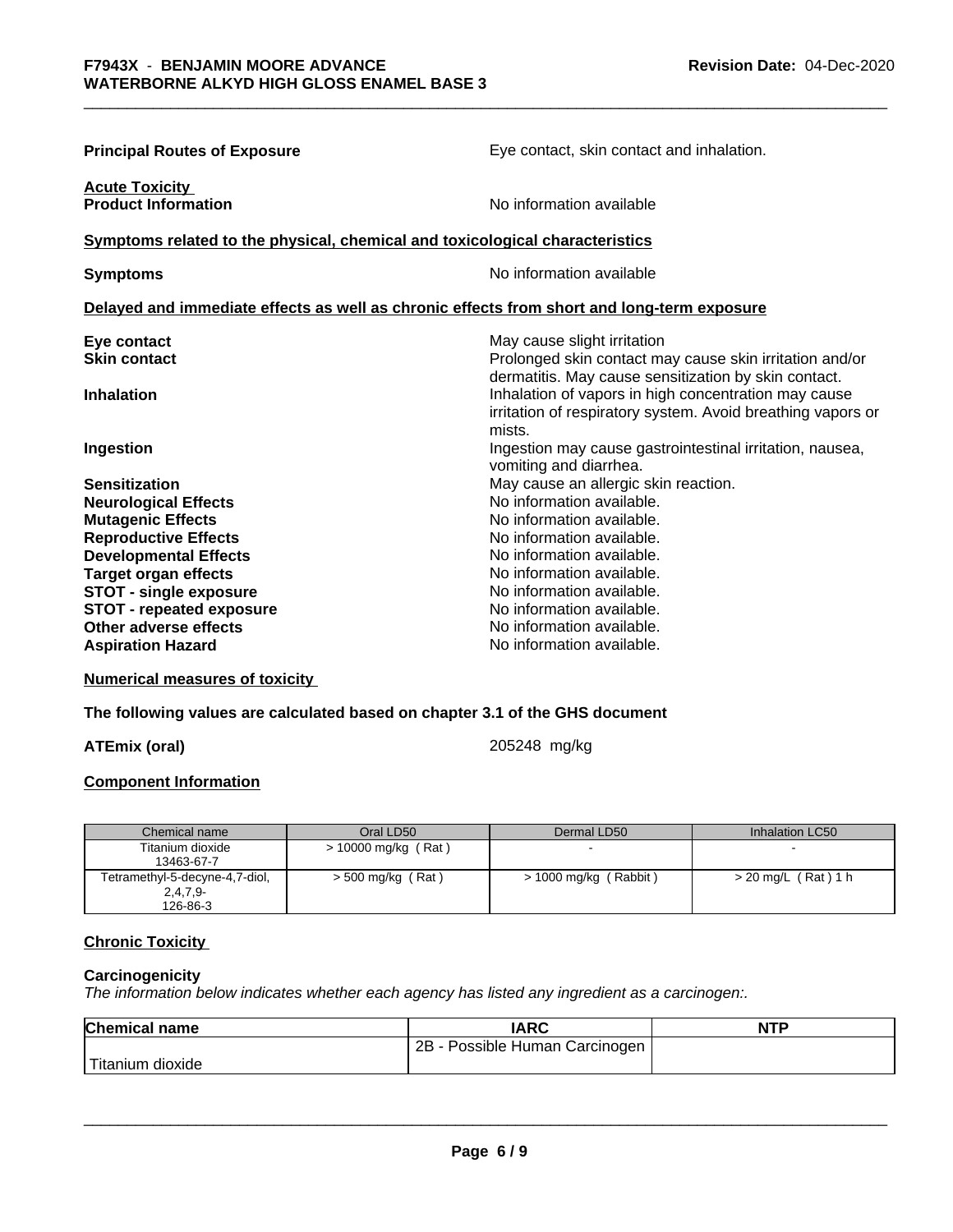**Principal Routes of Exposure** Eye contact, skin contact and inhalation.

**Acute Toxicity**

**Product Information** No information available

**Symptoms related to the physical, chemical and toxicological characteristics**

**Symptoms** No information available

**Delayed and immediate effects as well as chronic effects from short and long-term exposure**

| | |
|---|---|
| **Eye contact** | May cause slight irritation |
| **Skin contact** | Prolonged skin contact may cause skin irritation and/or dermatitis. May cause sensitization by skin contact. |
| **Inhalation** | Inhalation of vapors in high concentration may cause irritation of respiratory system. Avoid breathing vapors or mists. |
| **Ingestion** | Ingestion may cause gastrointestinal irritation, nausea, vomiting and diarrhea. |
| **Sensitization** | May cause an allergic skin reaction. |
| **Neurological Effects** | No information available. |
| **Mutagenic Effects** | No information available. |
| **Reproductive Effects** | No information available. |
| **Developmental Effects** | No information available. |
| **Target organ effects** | No information available. |
| **STOT - single exposure** | No information available. |
| **STOT - repeated exposure** | No information available. |
| **Other adverse effects** | No information available. |
| **Aspiration Hazard** | No information available. |

**Numerical measures of toxicity**

**The following values are calculated based on chapter 3.1 of the GHS document**

**ATEmix (oral)** 205248 mg/kg

**Component Information**

| Chemical name | Oral LD50 | Dermal LD50 | Inhalation LC50 |
|---|---|---|---|
| Titanium dioxide 13463-67-7 | > 10000 mg/kg ( Rat ) | - | - |
| Tetramethyl-5-decyne-4,7-diol, 2,4,7,9- 126-86-3 | > 500 mg/kg ( Rat ) | > 1000 mg/kg ( Rabbit ) | > 20 mg/L ( Rat ) 1 h |

**Chronic Toxicity**

**Carcinogenicity**

*The information below indicates whether each agency has listed any ingredient as a carcinogen:.*

| Chemical name | IARC | NTP |
|---|---|---|
| Titanium dioxide | 2B - Possible Human Carcinogen | |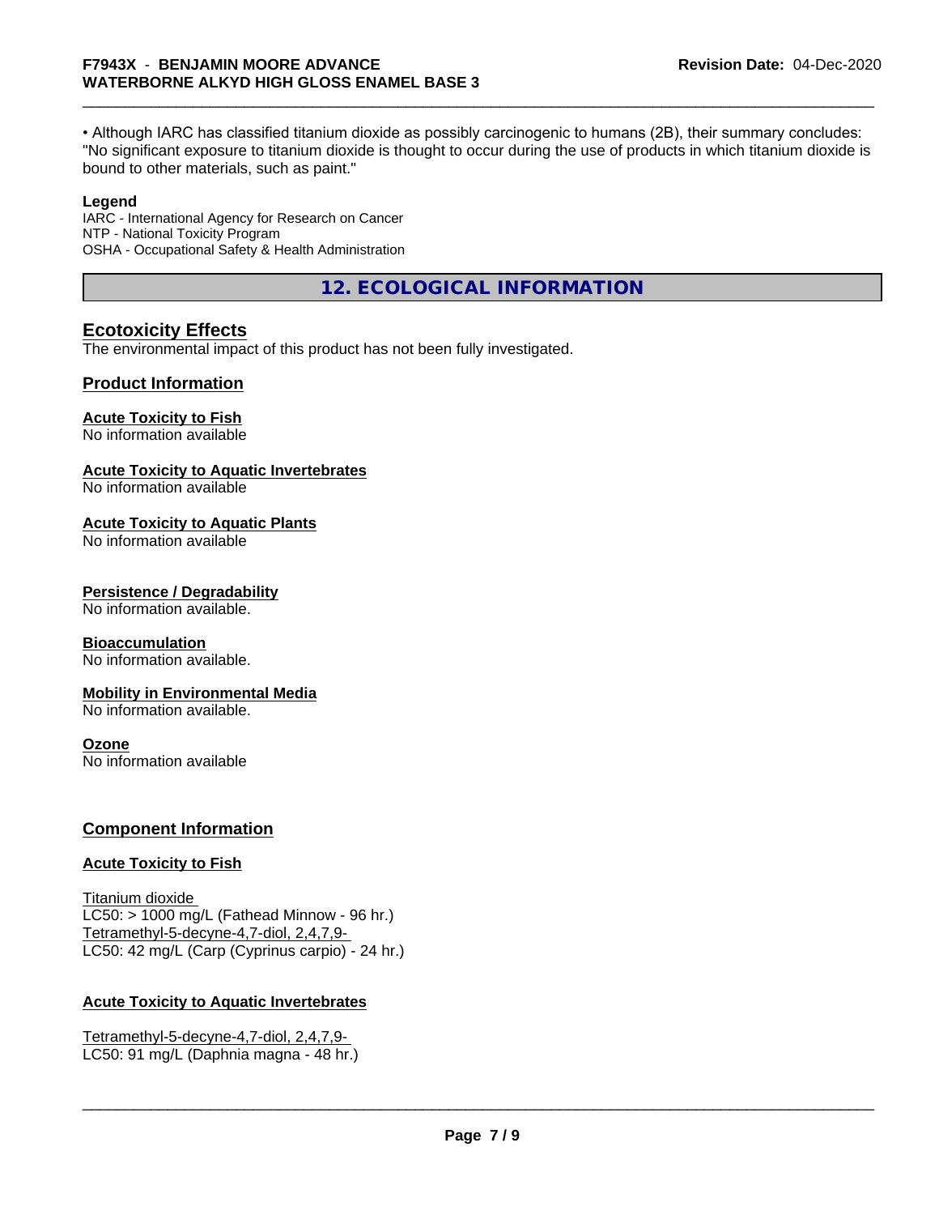• Although IARC has classified titanium dioxide as possibly carcinogenic to humans (2B), their summary concludes: "No significant exposure to titanium dioxide is thought to occur during the use of products in which titanium dioxide is bound to other materials, such as paint."

**Legend**
IARC - International Agency for Research on Cancer
NTP - National Toxicity Program
OSHA - Occupational Safety & Health Administration

## 12. ECOLOGICAL INFORMATION

### Ecotoxicity Effects

The environmental impact of this product has not been fully investigated.

### Product Information

**Acute Toxicity to Fish**
No information available

**Acute Toxicity to Aquatic Invertebrates**
No information available

**Acute Toxicity to Aquatic Plants**
No information available

**Persistence / Degradability**
No information available.

**Bioaccumulation**
No information available.

**Mobility in Environmental Media**
No information available.

**Ozone**
No information available

### Component Information

**Acute Toxicity to Fish**

Titanium dioxide
LC50: > 1000 mg/L (Fathead Minnow - 96 hr.)
Tetramethyl-5-decyne-4,7-diol, 2,4,7,9-
LC50: 42 mg/L (Carp (Cyprinus carpio) - 24 hr.)

**Acute Toxicity to Aquatic Invertebrates**

Tetramethyl-5-decyne-4,7-diol, 2,4,7,9-
LC50: 91 mg/L (Daphnia magna - 48 hr.)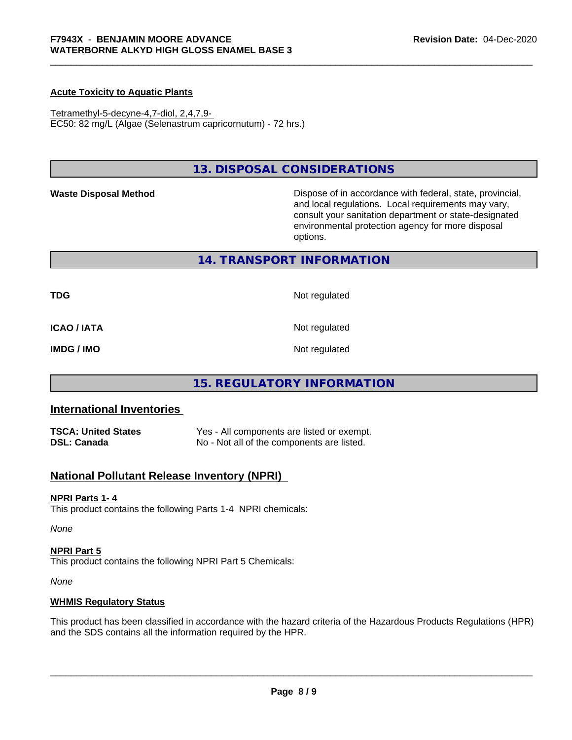#### Acute Toxicity to Aquatic Plants

Tetramethyl-5-decyne-4,7-diol, 2,4,7,9-
EC50: 82 mg/L (Algae (Selenastrum capricornutum) - 72 hrs.)

## 13. DISPOSAL CONSIDERATIONS

**Waste Disposal Method** Dispose of in accordance with federal, state, provincial, and local regulations. Local requirements may vary, consult your sanitation department or state-designated environmental protection agency for more disposal options.

## 14. TRANSPORT INFORMATION

| | |
|---|---|
| **TDG** | Not regulated |
| **ICAO / IATA** | Not regulated |
| **IMDG / IMO** | Not regulated |

## 15. REGULATORY INFORMATION

### International Inventories

| | |
|---|---|
| **TSCA: United States** | Yes - All components are listed or exempt. |
| **DSL: Canada** | No - Not all of the components are listed. |

### National Pollutant Release Inventory (NPRI)

#### NPRI Parts 1- 4

This product contains the following Parts 1-4 NPRI chemicals:

*None*

#### NPRI Part 5

This product contains the following NPRI Part 5 Chemicals:

*None*

#### WHMIS Regulatory Status

This product has been classified in accordance with the hazard criteria of the Hazardous Products Regulations (HPR) and the SDS contains all the information required by the HPR.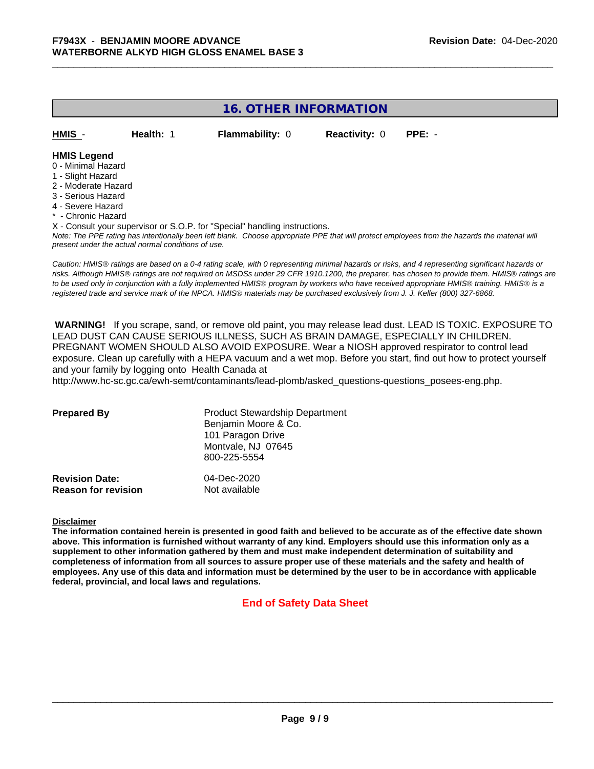## 16. OTHER INFORMATION

| HMIS - | Health: 1 | Flammability: 0 | Reactivity: 0 | PPE: - |
|---|---|---|---|---|

**HMIS Legend**

0 - Minimal Hazard
1 - Slight Hazard
2 - Moderate Hazard
3 - Serious Hazard
4 - Severe Hazard
* - Chronic Hazard
X - Consult your supervisor or S.O.P. for "Special" handling instructions.

*Note: The PPE rating has intentionally been left blank. Choose appropriate PPE that will protect employees from the hazards the material will present under the actual normal conditions of use.*

*Caution: HMIS® ratings are based on a 0-4 rating scale, with 0 representing minimal hazards or risks, and 4 representing significant hazards or risks. Although HMIS® ratings are not required on MSDSs under 29 CFR 1910.1200, the preparer, has chosen to provide them. HMIS® ratings are to be used only in conjunction with a fully implemented HMIS® program by workers who have received appropriate HMIS® training. HMIS® is a registered trade and service mark of the NPCA. HMIS® materials may be purchased exclusively from J. J. Keller (800) 327-6868.*

**WARNING!** If you scrape, sand, or remove old paint, you may release lead dust. LEAD IS TOXIC. EXPOSURE TO LEAD DUST CAN CAUSE SERIOUS ILLNESS, SUCH AS BRAIN DAMAGE, ESPECIALLY IN CHILDREN. PREGNANT WOMEN SHOULD ALSO AVOID EXPOSURE. Wear a NIOSH approved respirator to control lead exposure. Clean up carefully with a HEPA vacuum and a wet mop. Before you start, find out how to protect yourself and your family by logging onto Health Canada at http://www.hc-sc.gc.ca/ewh-semt/contaminants/lead-plomb/asked_questions-questions_posees-eng.php.

| | |
|---|---|
| **Prepared By** | Product Stewardship Department<br>Benjamin Moore & Co.<br>101 Paragon Drive<br>Montvale, NJ 07645<br>800-225-5554 |
| **Revision Date:** | 04-Dec-2020 |
| **Reason for revision** | Not available |

**Disclaimer**

**The information contained herein is presented in good faith and believed to be accurate as of the effective date shown above. This information is furnished without warranty of any kind. Employers should use this information only as a supplement to other information gathered by them and must make independent determination of suitability and completeness of information from all sources to assure proper use of these materials and the safety and health of employees. Any use of this data and information must be determined by the user to be in accordance with applicable federal, provincial, and local laws and regulations.**

**End of Safety Data Sheet**